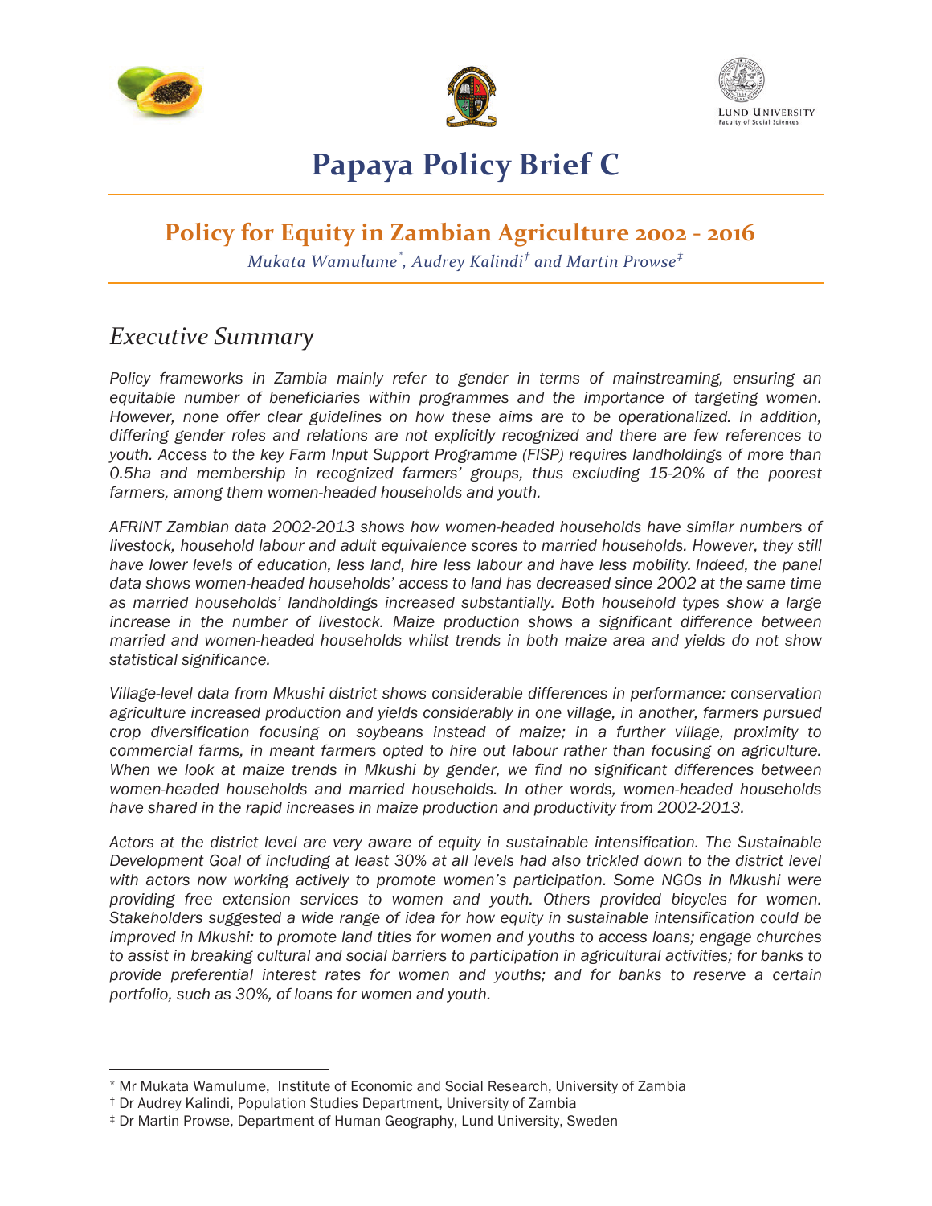# Papaya Policy Brief C

## Policy for Equity in Zambian Agriculture 2002 - 2016

*Mukata Wamulume[*], Audrey Kalindi[†] and Martin Prowse[‡]*

## *Executive Summary*

*Policy frameworks in Zambia mainly refer to gender in terms of mainstreaming, ensuring an equitable number of beneficiaries within programmes and the importance of targeting women. However, none offer clear guidelines on how these aims are to be operationalized. In addition, differing gender roles and relations are not explicitly recognized and there are few references to youth. Access to the key Farm Input Support Programme (FISP) requires landholdings of more than 0.5ha and membership in recognized farmers' groups, thus excluding 15-20% of the poorest farmers, among them women-headed households and youth.*

*AFRINT Zambian data 2002-2013 shows how women-headed households have similar numbers of livestock, household labour and adult equivalence scores to married households. However, they still have lower levels of education, less land, hire less labour and have less mobility. Indeed, the panel data shows women-headed households' access to land has decreased since 2002 at the same time as married households' landholdings increased substantially. Both household types show a large increase in the number of livestock. Maize production shows a significant difference between married and women-headed households whilst trends in both maize area and yields do not show statistical significance.*

*Village-level data from Mkushi district shows considerable differences in performance: conservation agriculture increased production and yields considerably in one village, in another, farmers pursued crop diversification focusing on soybeans instead of maize; in a further village, proximity to commercial farms, in meant farmers opted to hire out labour rather than focusing on agriculture. When we look at maize trends in Mkushi by gender, we find no significant differences between women-headed households and married households. In other words, women-headed households have shared in the rapid increases in maize production and productivity from 2002-2013.*

*Actors at the district level are very aware of equity in sustainable intensification. The Sustainable Development Goal of including at least 30% at all levels had also trickled down to the district level with actors now working actively to promote women's participation. Some NGOs in Mkushi were providing free extension services to women and youth. Others provided bicycles for women. Stakeholders suggested a wide range of idea for how equity in sustainable intensification could be improved in Mkushi: to promote land titles for women and youths to access loans; engage churches to assist in breaking cultural and social barriers to participation in agricultural activities; for banks to provide preferential interest rates for women and youths; and for banks to reserve a certain portfolio, such as 30%, of loans for women and youth.*

---

[*] Mr Mukata Wamulume, Institute of Economic and Social Research, University of Zambia

[†] Dr Audrey Kalindi, Population Studies Department, University of Zambia

[‡] Dr Martin Prowse, Department of Human Geography, Lund University, Sweden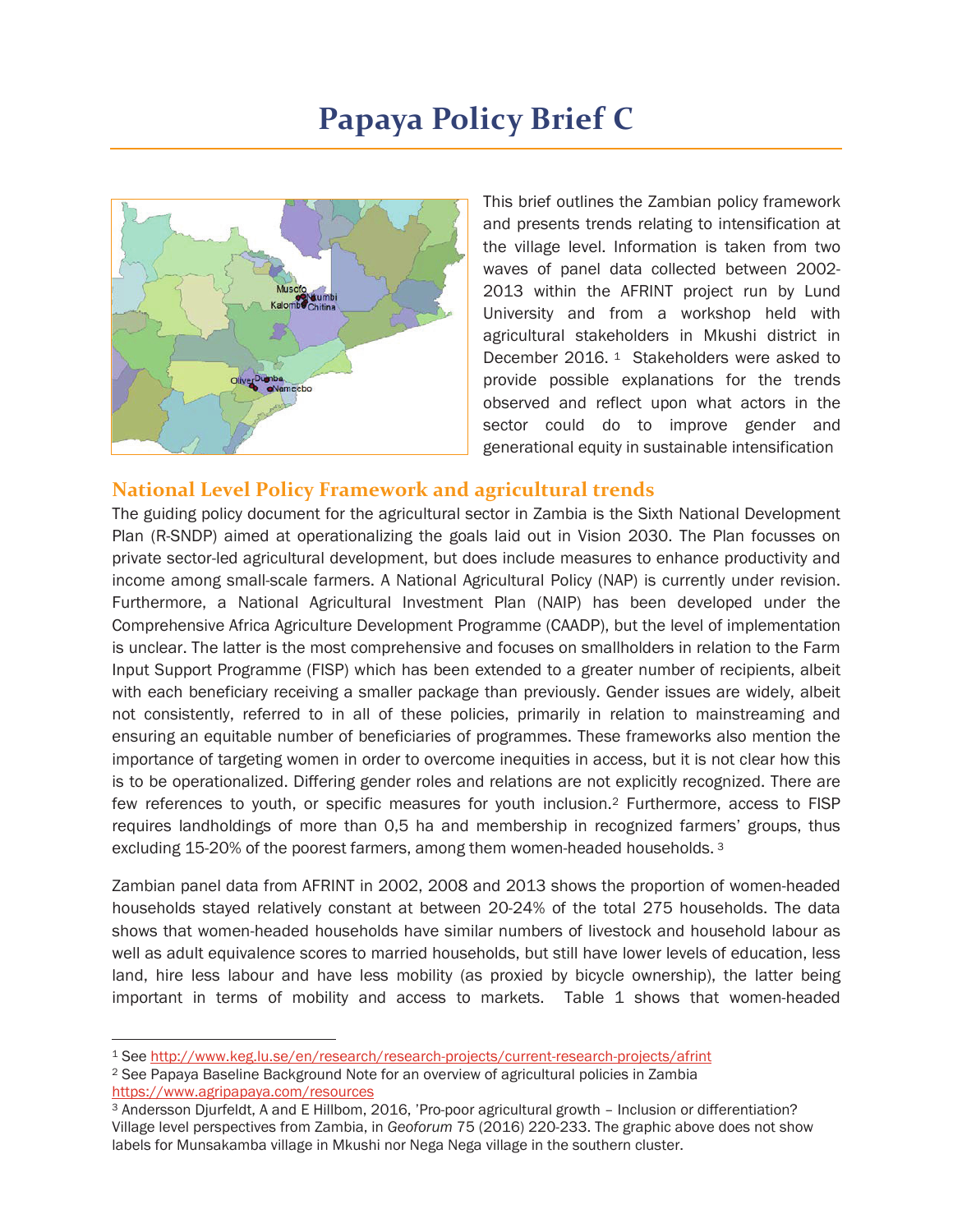# Papaya Policy Brief C

This brief outlines the Zambian policy framework and presents trends relating to intensification at the village level. Information is taken from two waves of panel data collected between 2002-2013 within the AFRINT project run by Lund University and from a workshop held with agricultural stakeholders in Mkushi district in December 2016. [1] Stakeholders were asked to provide possible explanations for the trends observed and reflect upon what actors in the sector could do to improve gender and generational equity in sustainable intensification

## National Level Policy Framework and agricultural trends

The guiding policy document for the agricultural sector in Zambia is the Sixth National Development Plan (R-SNDP) aimed at operationalizing the goals laid out in Vision 2030. The Plan focusses on private sector-led agricultural development, but does include measures to enhance productivity and income among small-scale farmers. A National Agricultural Policy (NAP) is currently under revision. Furthermore, a National Agricultural Investment Plan (NAIP) has been developed under the Comprehensive Africa Agriculture Development Programme (CAADP), but the level of implementation is unclear. The latter is the most comprehensive and focuses on smallholders in relation to the Farm Input Support Programme (FISP) which has been extended to a greater number of recipients, albeit with each beneficiary receiving a smaller package than previously. Gender issues are widely, albeit not consistently, referred to in all of these policies, primarily in relation to mainstreaming and ensuring an equitable number of beneficiaries of programmes. These frameworks also mention the importance of targeting women in order to overcome inequities in access, but it is not clear how this is to be operationalized. Differing gender roles and relations are not explicitly recognized. There are few references to youth, or specific measures for youth inclusion.[2] Furthermore, access to FISP requires landholdings of more than 0,5 ha and membership in recognized farmers' groups, thus excluding 15-20% of the poorest farmers, among them women-headed households. [3]

Zambian panel data from AFRINT in 2002, 2008 and 2013 shows the proportion of women-headed households stayed relatively constant at between 20-24% of the total 275 households. The data shows that women-headed households have similar numbers of livestock and household labour as well as adult equivalence scores to married households, but still have lower levels of education, less land, hire less labour and have less mobility (as proxied by bicycle ownership), the latter being important in terms of mobility and access to markets. Table 1 shows that women-headed

---

[1] See http://www.keg.lu.se/en/research/research-projects/current-research-projects/afrint

[2] See Papaya Baseline Background Note for an overview of agricultural policies in Zambia https://www.agripapaya.com/resources

[3] Andersson Djurfeldt, A and E Hillbom, 2016, 'Pro-poor agricultural growth – Inclusion or differentiation? Village level perspectives from Zambia, in *Geoforum* 75 (2016) 220-233. The graphic above does not show labels for Munsakamba village in Mkushi nor Nega Nega village in the southern cluster.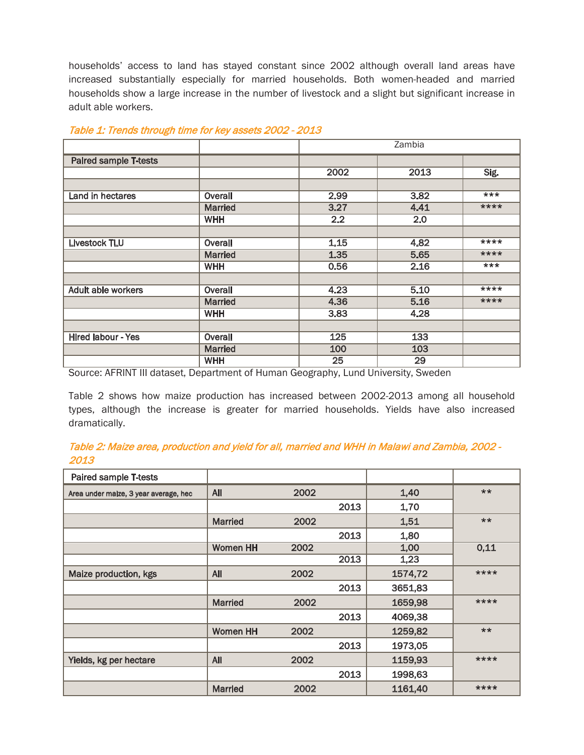households' access to land has stayed constant since 2002 although overall land areas have increased substantially especially for married households. Both women-headed and married households show a large increase in the number of livestock and a slight but significant increase in adult able workers.

*Table 1: Trends through time for key assets 2002 - 2013*

| | | Zambia | | |
|---|---|---|---|---|
| Paired sample T-tests | | | | |
| | | 2002 | 2013 | Sig. |
| | | | | |
| Land in hectares | Overall | 2.99 | 3.82 | *** |
| | Married | 3.27 | 4.41 | **** |
| | WHH | 2.2 | 2.0 | |
| | | | | |
| Livestock TLU | Overall | 1.15 | 4.82 | **** |
| | Married | 1.35 | 5.65 | **** |
| | WHH | 0.56 | 2.16 | *** |
| | | | | |
| Adult able workers | Overall | 4.23 | 5.10 | **** |
| | Married | 4.36 | 5.16 | **** |
| | WHH | 3.83 | 4.28 | |
| | | | | |
| Hired labour - Yes | Overall | 125 | 133 | |
| | Married | 100 | 103 | |
| | WHH | 25 | 29 | |

Source: AFRINT III dataset, Department of Human Geography, Lund University, Sweden

Table 2 shows how maize production has increased between 2002-2013 among all household types, although the increase is greater for married households. Yields have also increased dramatically.

*Table 2: Maize area, production and yield for all, married and WHH in Malawi and Zambia, 2002 - 2013*

| Paired sample T-tests | | | | |
|---|---|---|---|---|
| Area under maize, 3 year average, hec | All | 2002 | 1,40 | ** |
| | | 2013 | 1,70 | |
| | Married | 2002 | 1,51 | ** |
| | | 2013 | 1,80 | |
| | Women HH | 2002 | 1,00 | 0,11 |
| | | 2013 | 1,23 | |
| Maize production, kgs | All | 2002 | 1574,72 | **** |
| | | 2013 | 3651,83 | |
| | Married | 2002 | 1659,98 | **** |
| | | 2013 | 4069,38 | |
| | Women HH | 2002 | 1259,82 | ** |
| | | 2013 | 1973,05 | |
| Yields, kg per hectare | All | 2002 | 1159,93 | **** |
| | | 2013 | 1998,63 | |
| | Married | 2002 | 1161,40 | **** |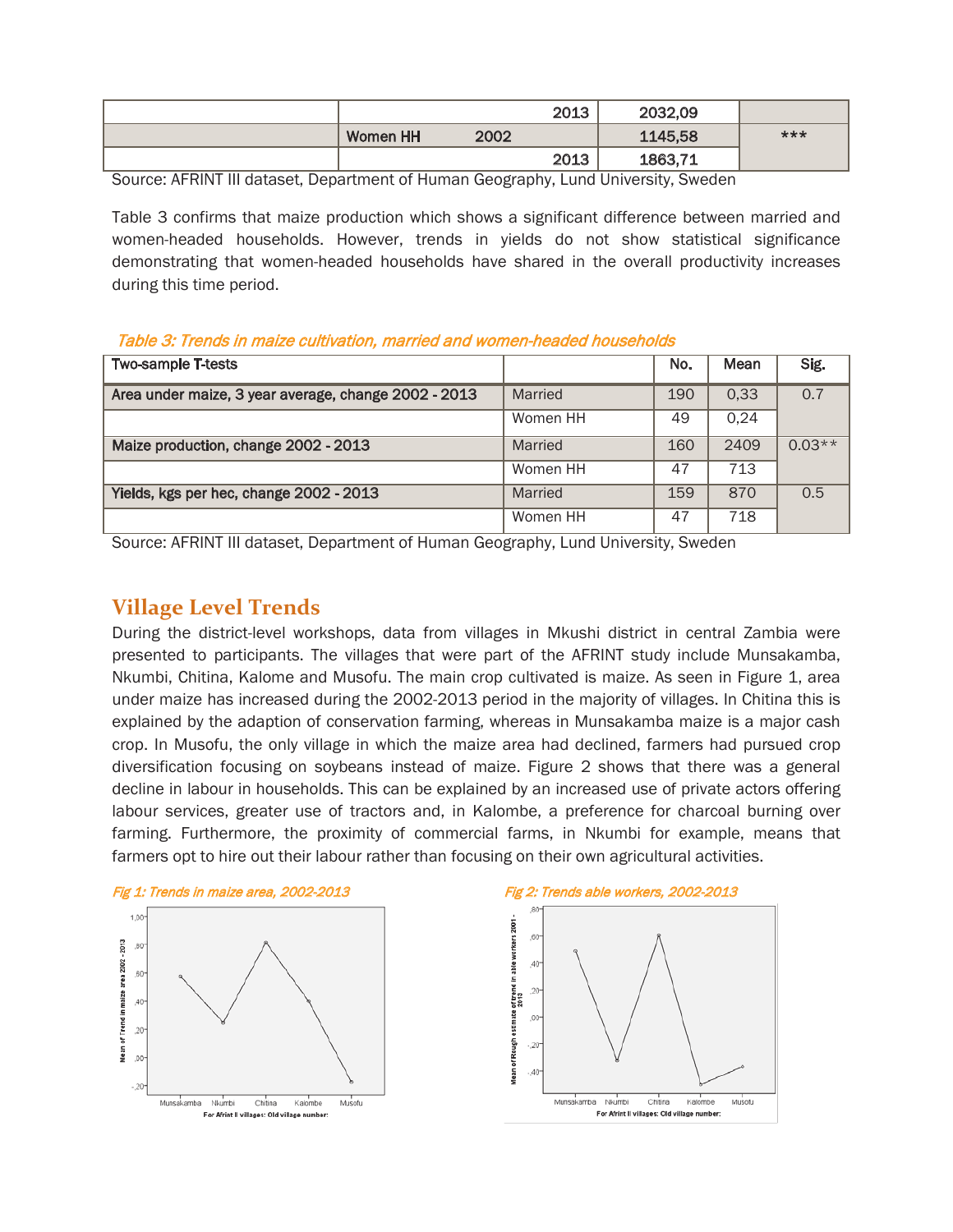| | | | |
|---|---|---|---|
| | 2013 | 2032,09 | |
| | Women HH 2002 | 1145,58 | *** |
| | 2013 | 1863,71 | |

Source: AFRINT III dataset, Department of Human Geography, Lund University, Sweden

Table 3 confirms that maize production which shows a significant difference between married and women-headed households. However, trends in yields do not show statistical significance demonstrating that women-headed households have shared in the overall productivity increases during this time period.

*Table 3: Trends in maize cultivation, married and women-headed households*

| Two-sample T-tests | | No. | Mean | Sig. |
|---|---|---|---|---|
| Area under maize, 3 year average, change 2002 - 2013 | Married | 190 | 0,33 | 0.7 |
| | Women HH | 49 | 0,24 | |
| Maize production, change 2002 - 2013 | Married | 160 | 2409 | 0.03** |
| | Women HH | 47 | 713 | |
| Yields, kgs per hec, change 2002 - 2013 | Married | 159 | 870 | 0.5 |
| | Women HH | 47 | 718 | |

Source: AFRINT III dataset, Department of Human Geography, Lund University, Sweden

## Village Level Trends

During the district-level workshops, data from villages in Mkushi district in central Zambia were presented to participants. The villages that were part of the AFRINT study include Munsakamba, Nkumbi, Chitina, Kalome and Musofu. The main crop cultivated is maize. As seen in Figure 1, area under maize has increased during the 2002-2013 period in the majority of villages. In Chitina this is explained by the adaption of conservation farming, whereas in Munsakamba maize is a major cash crop. In Musofu, the only village in which the maize area had declined, farmers had pursued crop diversification focusing on soybeans instead of maize. Figure 2 shows that there was a general decline in labour in households. This can be explained by an increased use of private actors offering labour services, greater use of tractors and, in Kalombe, a preference for charcoal burning over farming. Furthermore, the proximity of commercial farms, in Nkumbi for example, means that farmers opt to hire out their labour rather than focusing on their own agricultural activities.

*Fig 1: Trends in maize area, 2002-2013*

*Fig 2: Trends able workers, 2002-2013*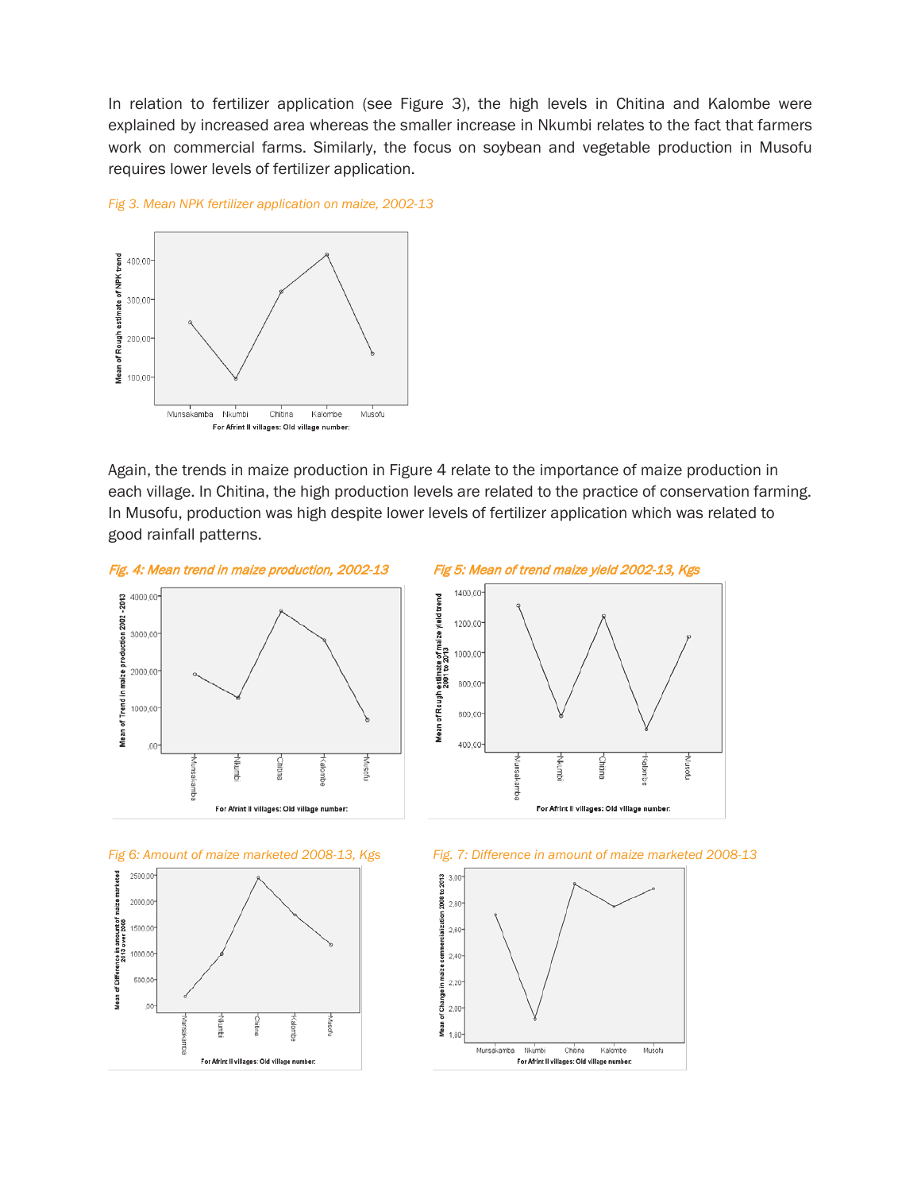In relation to fertilizer application (see Figure 3), the high levels in Chitina and Kalombe were explained by increased area whereas the smaller increase in Nkumbi relates to the fact that farmers work on commercial farms. Similarly, the focus on soybean and vegetable production in Musofu requires lower levels of fertilizer application.

*Fig 3. Mean NPK fertilizer application on maize, 2002-13*

Again, the trends in maize production in Figure 4 relate to the importance of maize production in each village. In Chitina, the high production levels are related to the practice of conservation farming. In Musofu, production was high despite lower levels of fertilizer application which was related to good rainfall patterns.

*Fig. 4: Mean trend in maize production, 2002-13*

*Fig 5: Mean of trend maize yield 2002-13, Kgs*

*Fig 6: Amount of maize marketed 2008-13, Kgs*

*Fig. 7: Difference in amount of maize marketed 2008-13*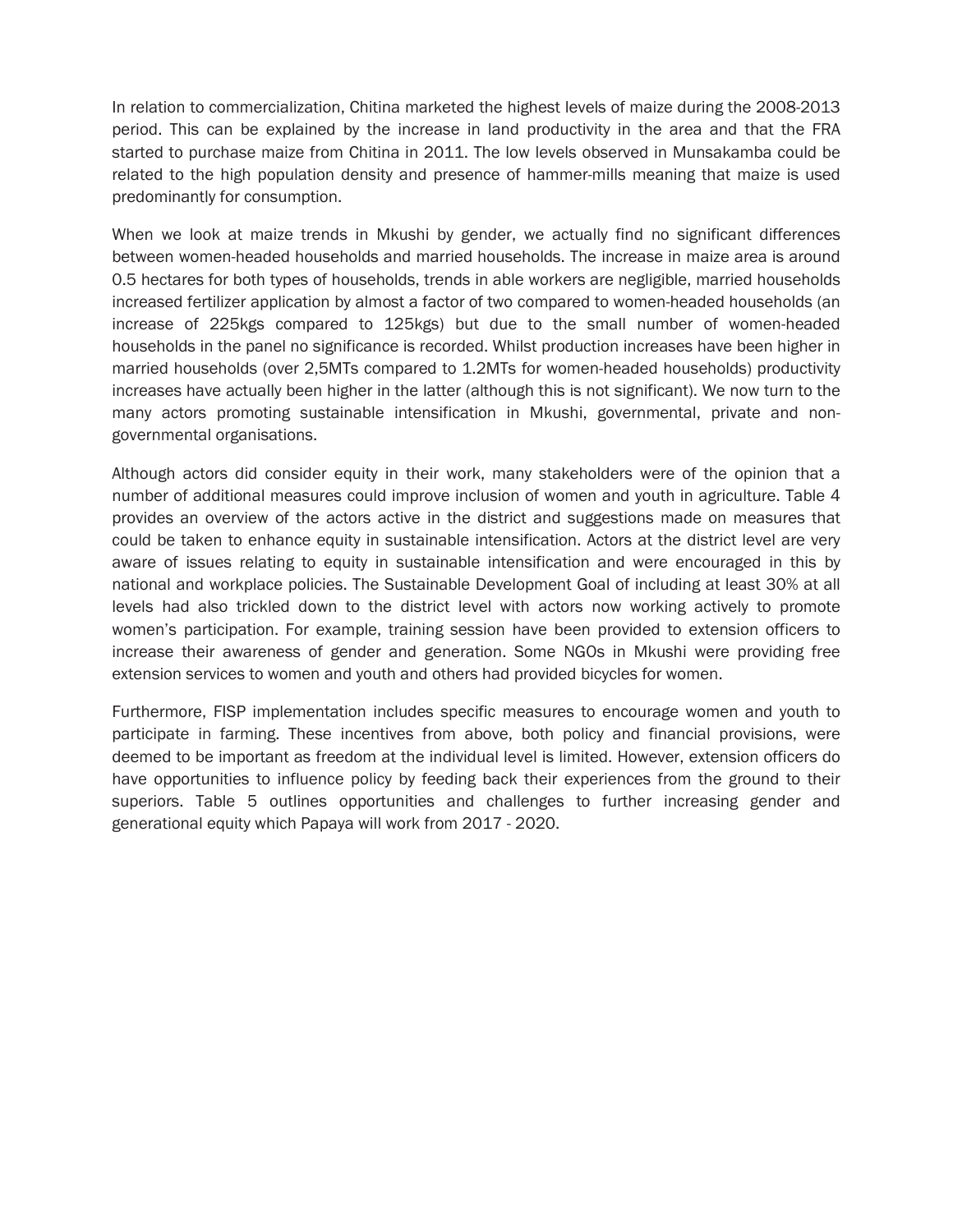In relation to commercialization, Chitina marketed the highest levels of maize during the 2008-2013 period. This can be explained by the increase in land productivity in the area and that the FRA started to purchase maize from Chitina in 2011. The low levels observed in Munsakamba could be related to the high population density and presence of hammer-mills meaning that maize is used predominantly for consumption.

When we look at maize trends in Mkushi by gender, we actually find no significant differences between women-headed households and married households. The increase in maize area is around 0.5 hectares for both types of households, trends in able workers are negligible, married households increased fertilizer application by almost a factor of two compared to women-headed households (an increase of 225kgs compared to 125kgs) but due to the small number of women-headed households in the panel no significance is recorded. Whilst production increases have been higher in married households (over 2,5MTs compared to 1.2MTs for women-headed households) productivity increases have actually been higher in the latter (although this is not significant). We now turn to the many actors promoting sustainable intensification in Mkushi, governmental, private and non-governmental organisations.

Although actors did consider equity in their work, many stakeholders were of the opinion that a number of additional measures could improve inclusion of women and youth in agriculture. Table 4 provides an overview of the actors active in the district and suggestions made on measures that could be taken to enhance equity in sustainable intensification. Actors at the district level are very aware of issues relating to equity in sustainable intensification and were encouraged in this by national and workplace policies. The Sustainable Development Goal of including at least 30% at all levels had also trickled down to the district level with actors now working actively to promote women's participation. For example, training session have been provided to extension officers to increase their awareness of gender and generation. Some NGOs in Mkushi were providing free extension services to women and youth and others had provided bicycles for women.

Furthermore, FISP implementation includes specific measures to encourage women and youth to participate in farming. These incentives from above, both policy and financial provisions, were deemed to be important as freedom at the individual level is limited. However, extension officers do have opportunities to influence policy by feeding back their experiences from the ground to their superiors. Table 5 outlines opportunities and challenges to further increasing gender and generational equity which Papaya will work from 2017 - 2020.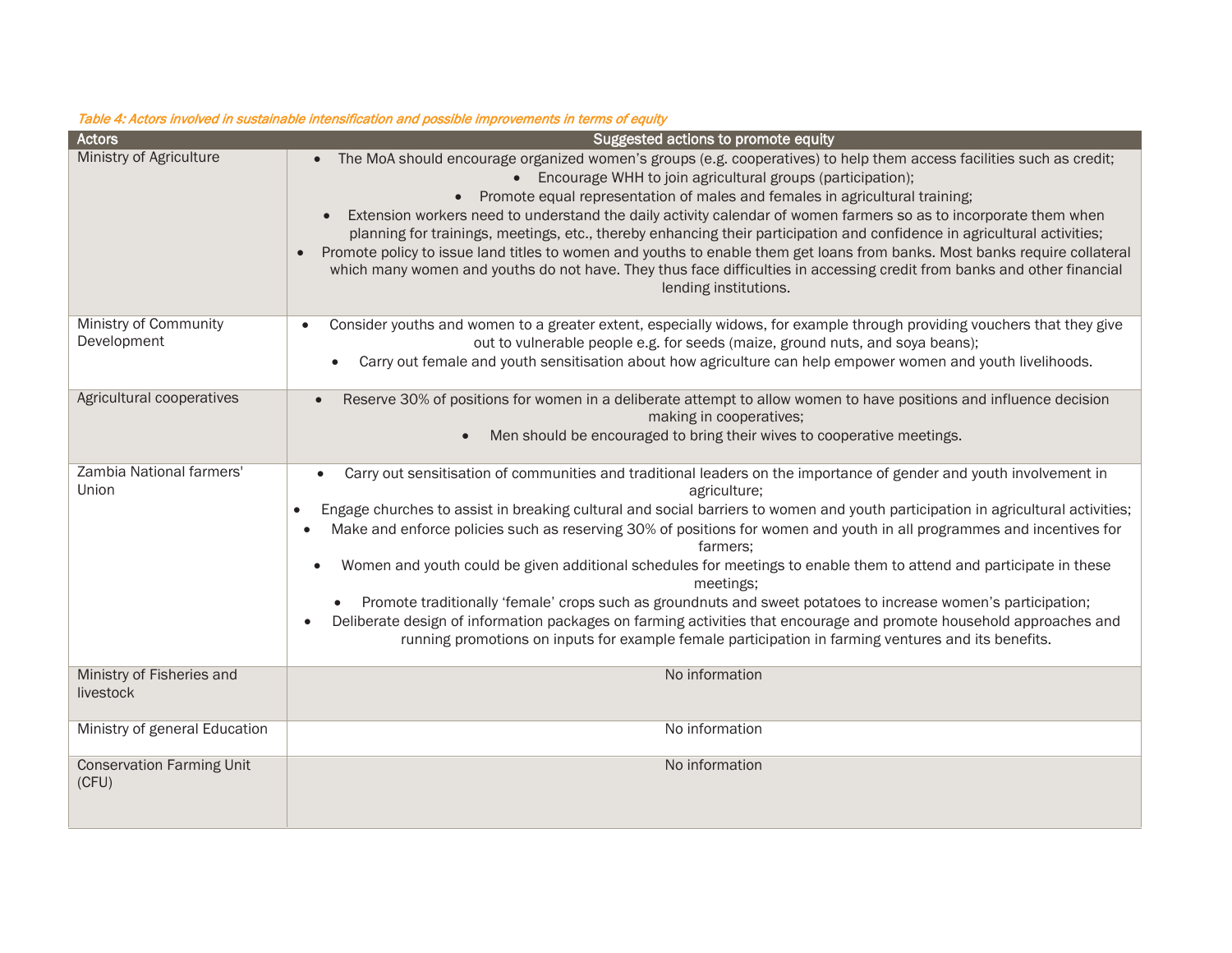*Table 4: Actors involved in sustainable intensification and possible improvements in terms of equity*

| Actors | Suggested actions to promote equity |
|---|---|
| Ministry of Agriculture | • The MoA should encourage organized women's groups (e.g. cooperatives) to help them access facilities such as credit;<br>• Encourage WHH to join agricultural groups (participation);<br>• Promote equal representation of males and females in agricultural training;<br>• Extension workers need to understand the daily activity calendar of women farmers so as to incorporate them when planning for trainings, meetings, etc., thereby enhancing their participation and confidence in agricultural activities;<br>• Promote policy to issue land titles to women and youths to enable them get loans from banks. Most banks require collateral which many women and youths do not have. They thus face difficulties in accessing credit from banks and other financial lending institutions. |
| Ministry of Community Development | • Consider youths and women to a greater extent, especially widows, for example through providing vouchers that they give out to vulnerable people e.g. for seeds (maize, ground nuts, and soya beans);<br>• Carry out female and youth sensitisation about how agriculture can help empower women and youth livelihoods. |
| Agricultural cooperatives | • Reserve 30% of positions for women in a deliberate attempt to allow women to have positions and influence decision making in cooperatives;<br>• Men should be encouraged to bring their wives to cooperative meetings. |
| Zambia National farmers' Union | • Carry out sensitisation of communities and traditional leaders on the importance of gender and youth involvement in agriculture;<br>• Engage churches to assist in breaking cultural and social barriers to women and youth participation in agricultural activities;<br>• Make and enforce policies such as reserving 30% of positions for women and youth in all programmes and incentives for farmers;<br>• Women and youth could be given additional schedules for meetings to enable them to attend and participate in these meetings;<br>• Promote traditionally 'female' crops such as groundnuts and sweet potatoes to increase women's participation;<br>• Deliberate design of information packages on farming activities that encourage and promote household approaches and running promotions on inputs for example female participation in farming ventures and its benefits. |
| Ministry of Fisheries and livestock | No information |
| Ministry of general Education | No information |
| Conservation Farming Unit (CFU) | No information |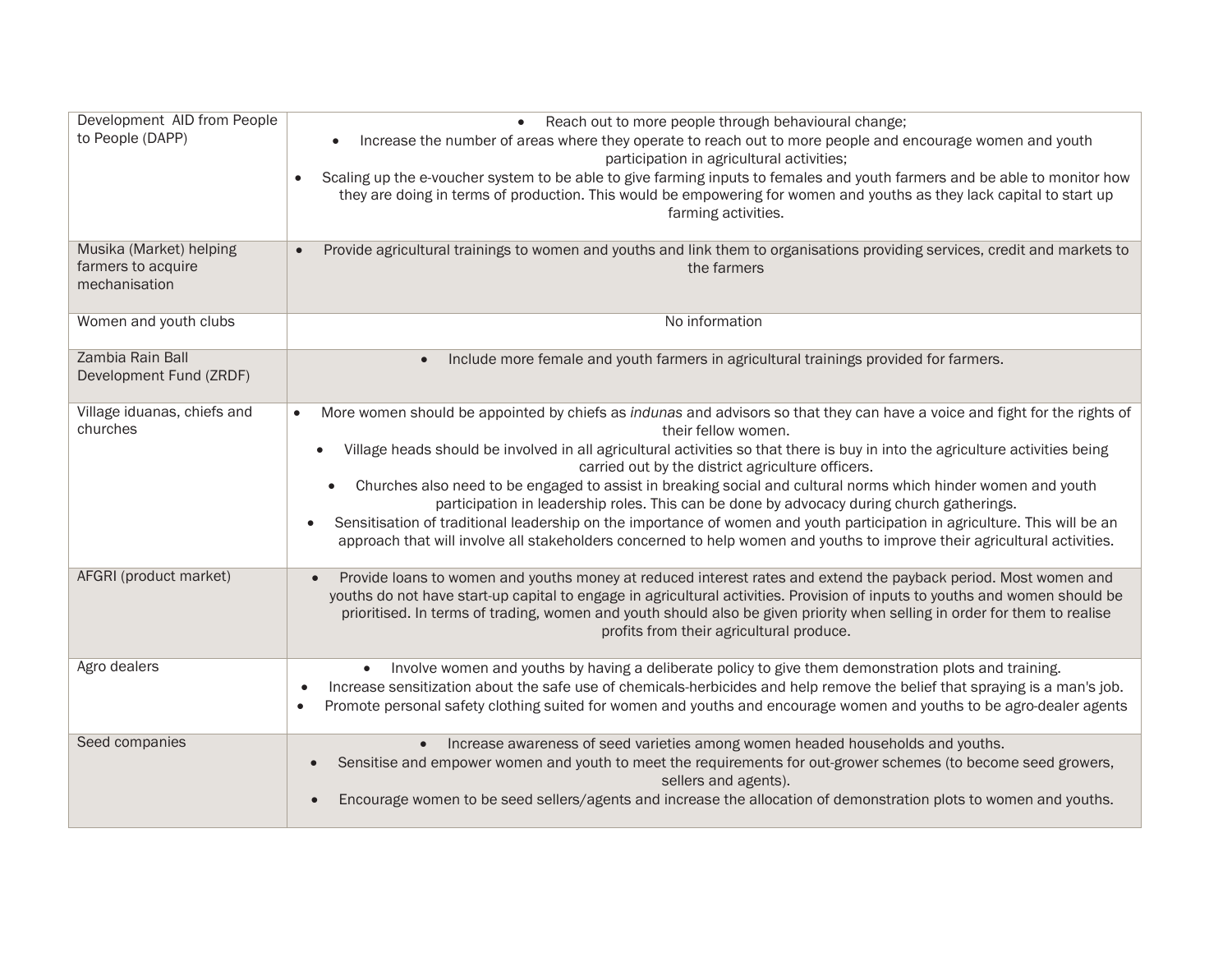| | |
|---|---|
| Development AID from People to People (DAPP) | • Reach out to more people through behavioural change;<br>• Increase the number of areas where they operate to reach out to more people and encourage women and youth participation in agricultural activities;<br>• Scaling up the e-voucher system to be able to give farming inputs to females and youth farmers and be able to monitor how they are doing in terms of production. This would be empowering for women and youths as they lack capital to start up farming activities. |
| Musika (Market) helping farmers to acquire mechanisation | • Provide agricultural trainings to women and youths and link them to organisations providing services, credit and markets to the farmers |
| Women and youth clubs | No information |
| Zambia Rain Ball Development Fund (ZRDF) | • Include more female and youth farmers in agricultural trainings provided for farmers. |
| Village iduanas, chiefs and churches | • More women should be appointed by chiefs as *indunas* and advisors so that they can have a voice and fight for the rights of their fellow women.<br>• Village heads should be involved in all agricultural activities so that there is buy in into the agriculture activities being carried out by the district agriculture officers.<br>• Churches also need to be engaged to assist in breaking social and cultural norms which hinder women and youth participation in leadership roles. This can be done by advocacy during church gatherings.<br>• Sensitisation of traditional leadership on the importance of women and youth participation in agriculture. This will be an approach that will involve all stakeholders concerned to help women and youths to improve their agricultural activities. |
| AFGRI (product market) | • Provide loans to women and youths money at reduced interest rates and extend the payback period. Most women and youths do not have start-up capital to engage in agricultural activities. Provision of inputs to youths and women should be prioritised. In terms of trading, women and youth should also be given priority when selling in order for them to realise profits from their agricultural produce. |
| Agro dealers | • Involve women and youths by having a deliberate policy to give them demonstration plots and training.<br>• Increase sensitization about the safe use of chemicals-herbicides and help remove the belief that spraying is a man's job.<br>• Promote personal safety clothing suited for women and youths and encourage women and youths to be agro-dealer agents |
| Seed companies | • Increase awareness of seed varieties among women headed households and youths.<br>• Sensitise and empower women and youth to meet the requirements for out-grower schemes (to become seed growers, sellers and agents).<br>• Encourage women to be seed sellers/agents and increase the allocation of demonstration plots to women and youths. |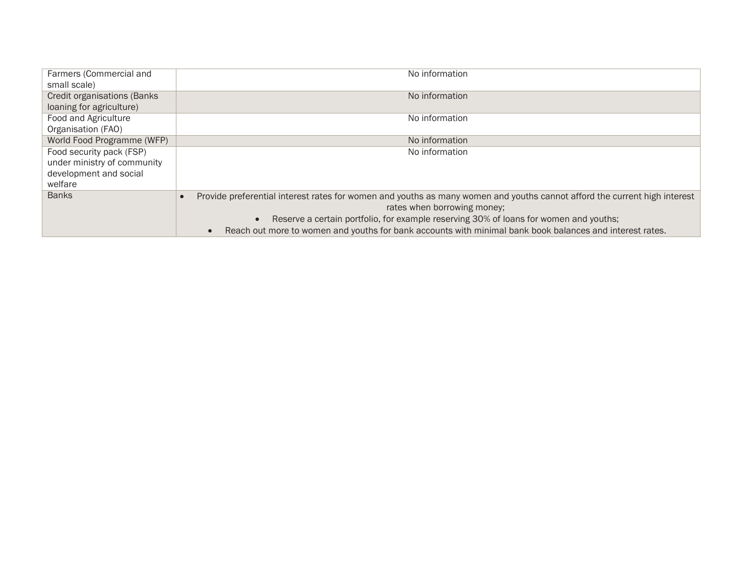| | |
|---|---|
| Farmers (Commercial and small scale) | No information |
| Credit organisations (Banks loaning for agriculture) | No information |
| Food and Agriculture Organisation (FAO) | No information |
| World Food Programme (WFP) | No information |
| Food security pack (FSP) under ministry of community development and social welfare | No information |
| Banks | • Provide preferential interest rates for women and youths as many women and youths cannot afford the current high interest rates when borrowing money;<br>• Reserve a certain portfolio, for example reserving 30% of loans for women and youths;<br>• Reach out more to women and youths for bank accounts with minimal bank book balances and interest rates. |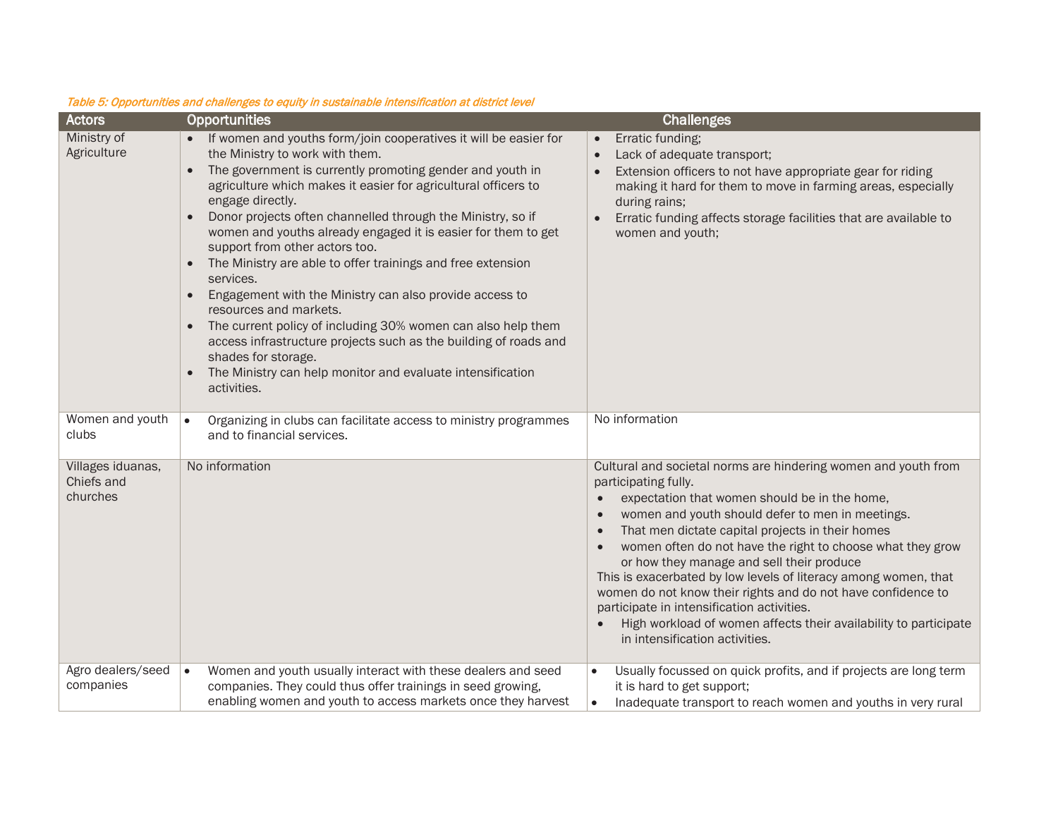*Table 5: Opportunities and challenges to equity in sustainable intensification at district level*

| Actors | Opportunities | Challenges |
|---|---|---|
| Ministry of Agriculture | • If women and youths form/join cooperatives it will be easier for the Ministry to work with them.<br>• The government is currently promoting gender and youth in agriculture which makes it easier for agricultural officers to engage directly.<br>• Donor projects often channelled through the Ministry, so if women and youths already engaged it is easier for them to get support from other actors too.<br>• The Ministry are able to offer trainings and free extension services.<br>• Engagement with the Ministry can also provide access to resources and markets.<br>• The current policy of including 30% women can also help them access infrastructure projects such as the building of roads and shades for storage.<br>• The Ministry can help monitor and evaluate intensification activities. | • Erratic funding;<br>• Lack of adequate transport;<br>• Extension officers to not have appropriate gear for riding making it hard for them to move in farming areas, especially during rains;<br>• Erratic funding affects storage facilities that are available to women and youth; |
| Women and youth clubs | • Organizing in clubs can facilitate access to ministry programmes and to financial services. | No information |
| Villages iduanas, Chiefs and churches | No information | Cultural and societal norms are hindering women and youth from participating fully.<br>• expectation that women should be in the home,<br>• women and youth should defer to men in meetings.<br>• That men dictate capital projects in their homes<br>• women often do not have the right to choose what they grow or how they manage and sell their produce<br>This is exacerbated by low levels of literacy among women, that women do not know their rights and do not have confidence to participate in intensification activities.<br>• High workload of women affects their availability to participate in intensification activities. |
| Agro dealers/seed companies | • Women and youth usually interact with these dealers and seed companies. They could thus offer trainings in seed growing, enabling women and youth to access markets once they harvest | • Usually focussed on quick profits, and if projects are long term it is hard to get support;<br>• Inadequate transport to reach women and youths in very rural |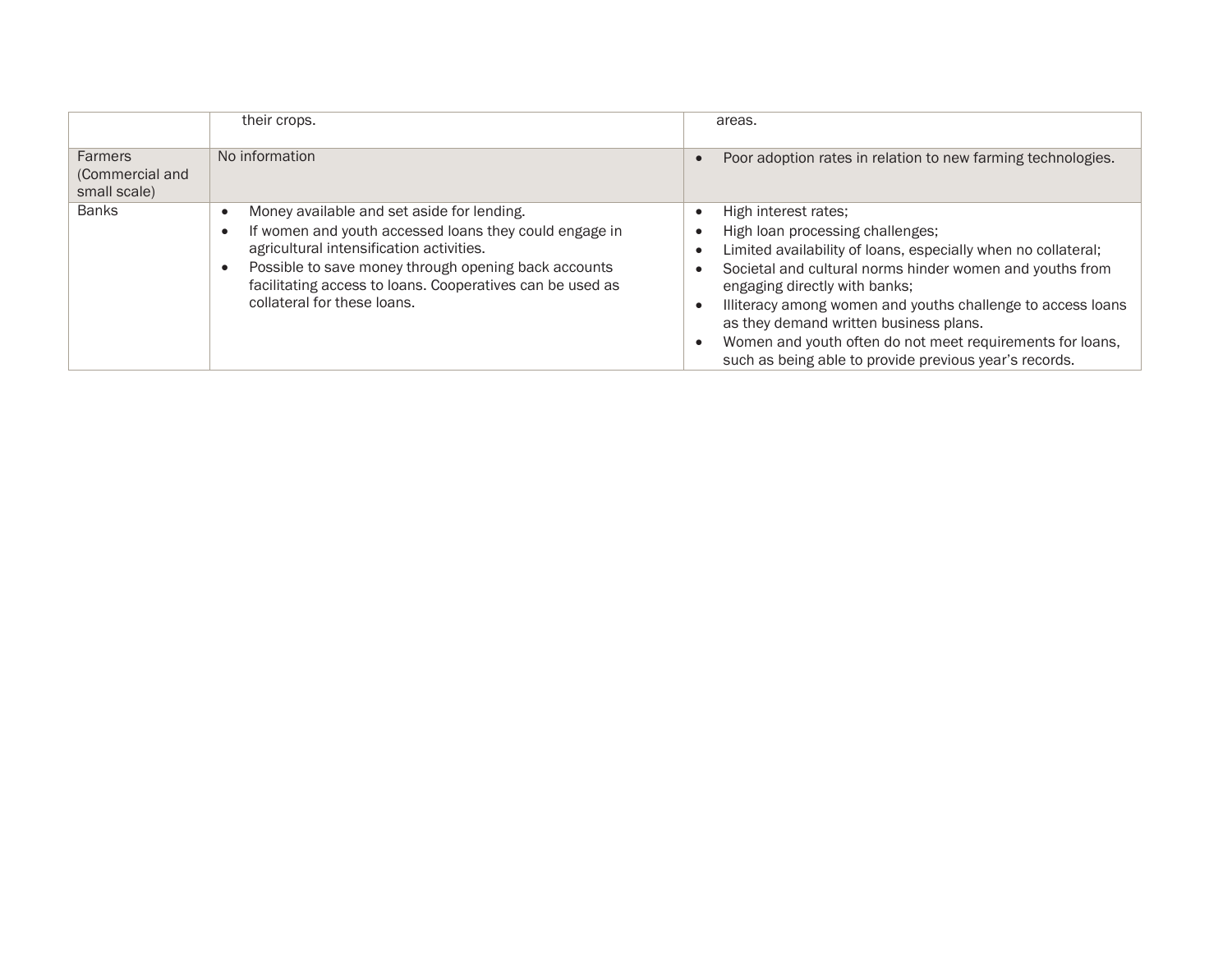| | | |
|---|---|---|
| | their crops. | areas. |
| Farmers (Commercial and small scale) | No information | • Poor adoption rates in relation to new farming technologies. |
| Banks | • Money available and set aside for lending.<br>• If women and youth accessed loans they could engage in agricultural intensification activities.<br>• Possible to save money through opening back accounts facilitating access to loans. Cooperatives can be used as collateral for these loans. | • High interest rates;<br>• High loan processing challenges;<br>• Limited availability of loans, especially when no collateral;<br>• Societal and cultural norms hinder women and youths from engaging directly with banks;<br>• Illiteracy among women and youths challenge to access loans as they demand written business plans.<br>• Women and youth often do not meet requirements for loans, such as being able to provide previous year's records. |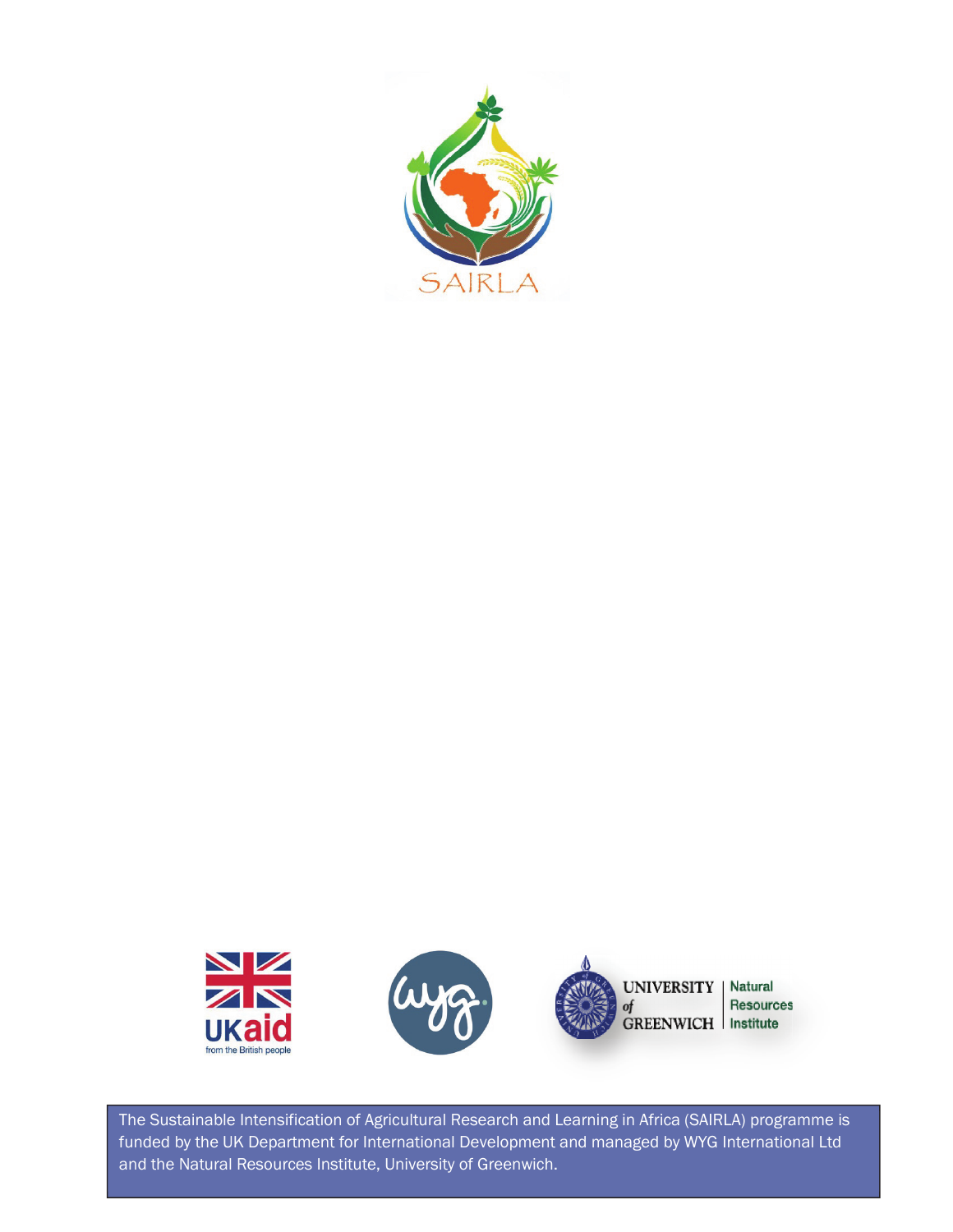The Sustainable Intensification of Agricultural Research and Learning in Africa (SAIRLA) programme is funded by the UK Department for International Development and managed by WYG International Ltd and the Natural Resources Institute, University of Greenwich.